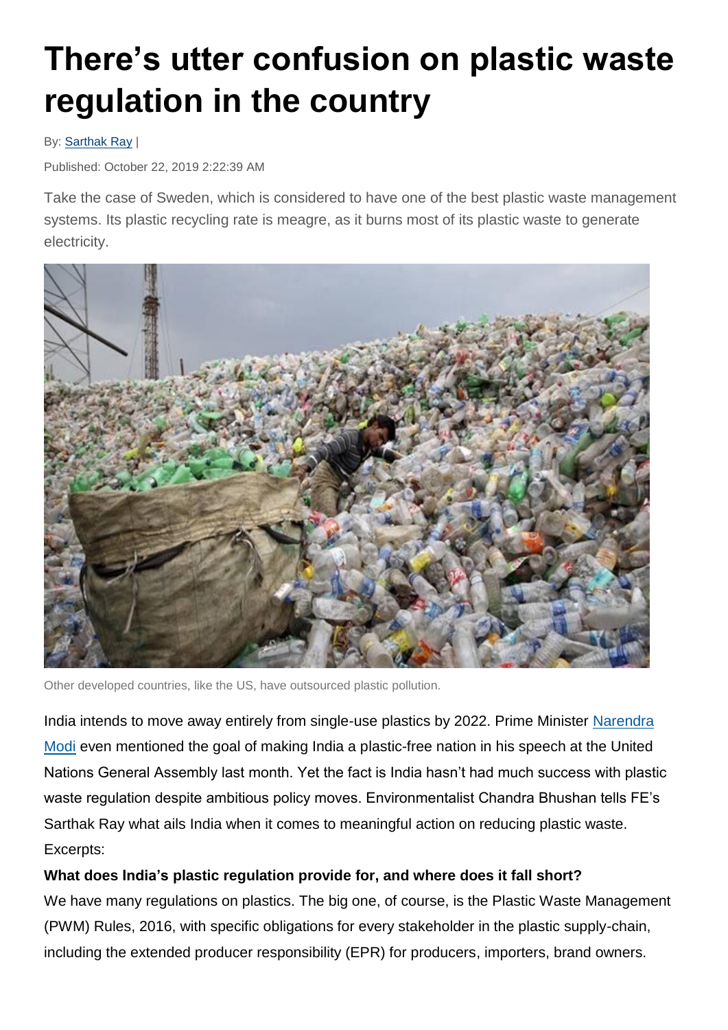# There's utter confusion on plastic waste regulation in the country

By: Sarthak Ray |

Published: October 22, 2019 2:22:39 AM

Take the case of Sweden, which is considered to have one of the best plastic waste management systems. Its plastic recycling rate is meagre, as it burns most of its plastic waste to generate electricity.

Other developed countries, like the US, have outsourced plastic pollution.

India intends to move away entirely from single-use plastics by 2022. Prime Minister Narendra Modi even mentioned the goal of making India a plastic-free nation in his speech at the United Nations General Assembly last month. Yet the fact is India hasn't had much success with plastic waste regulation despite ambitious policy moves. Environmentalist Chandra Bhushan tells FE's Sarthak Ray what ails India when it comes to meaningful action on reducing plastic waste. Excerpts:

**What does India's plastic regulation provide for, and where does it fall short?**

We have many regulations on plastics. The big one, of course, is the Plastic Waste Management (PWM) Rules, 2016, with specific obligations for every stakeholder in the plastic supply-chain, including the extended producer responsibility (EPR) for producers, importers, brand owners.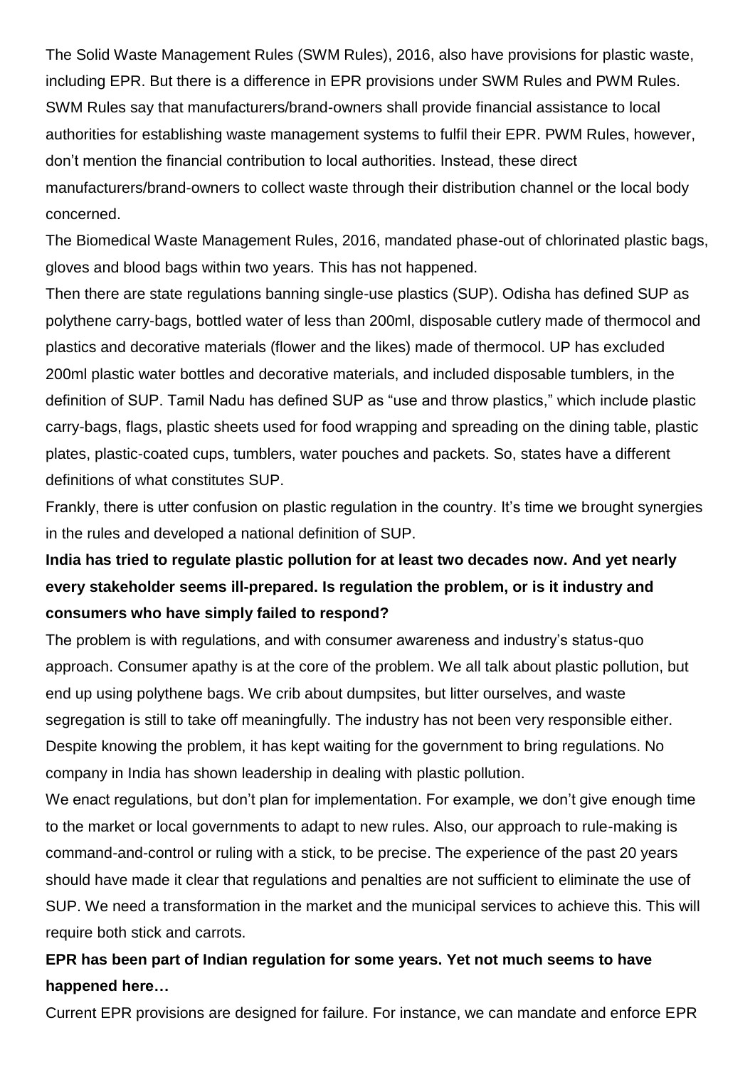The Solid Waste Management Rules (SWM Rules), 2016, also have provisions for plastic waste, including EPR. But there is a difference in EPR provisions under SWM Rules and PWM Rules. SWM Rules say that manufacturers/brand-owners shall provide financial assistance to local authorities for establishing waste management systems to fulfil their EPR. PWM Rules, however, don't mention the financial contribution to local authorities. Instead, these direct manufacturers/brand-owners to collect waste through their distribution channel or the local body concerned.

The Biomedical Waste Management Rules, 2016, mandated phase-out of chlorinated plastic bags, gloves and blood bags within two years. This has not happened.

Then there are state regulations banning single-use plastics (SUP). Odisha has defined SUP as polythene carry-bags, bottled water of less than 200ml, disposable cutlery made of thermocol and plastics and decorative materials (flower and the likes) made of thermocol. UP has excluded 200ml plastic water bottles and decorative materials, and included disposable tumblers, in the definition of SUP. Tamil Nadu has defined SUP as "use and throw plastics," which include plastic carry-bags, flags, plastic sheets used for food wrapping and spreading on the dining table, plastic plates, plastic-coated cups, tumblers, water pouches and packets. So, states have a different definitions of what constitutes SUP.

Frankly, there is utter confusion on plastic regulation in the country. It's time we brought synergies in the rules and developed a national definition of SUP.

**India has tried to regulate plastic pollution for at least two decades now. And yet nearly every stakeholder seems ill-prepared. Is regulation the problem, or is it industry and consumers who have simply failed to respond?**

The problem is with regulations, and with consumer awareness and industry's status-quo approach. Consumer apathy is at the core of the problem. We all talk about plastic pollution, but end up using polythene bags. We crib about dumpsites, but litter ourselves, and waste segregation is still to take off meaningfully. The industry has not been very responsible either. Despite knowing the problem, it has kept waiting for the government to bring regulations. No company in India has shown leadership in dealing with plastic pollution.

We enact regulations, but don't plan for implementation. For example, we don't give enough time to the market or local governments to adapt to new rules. Also, our approach to rule-making is command-and-control or ruling with a stick, to be precise. The experience of the past 20 years should have made it clear that regulations and penalties are not sufficient to eliminate the use of SUP. We need a transformation in the market and the municipal services to achieve this. This will require both stick and carrots.

**EPR has been part of Indian regulation for some years. Yet not much seems to have happened here…**

Current EPR provisions are designed for failure. For instance, we can mandate and enforce EPR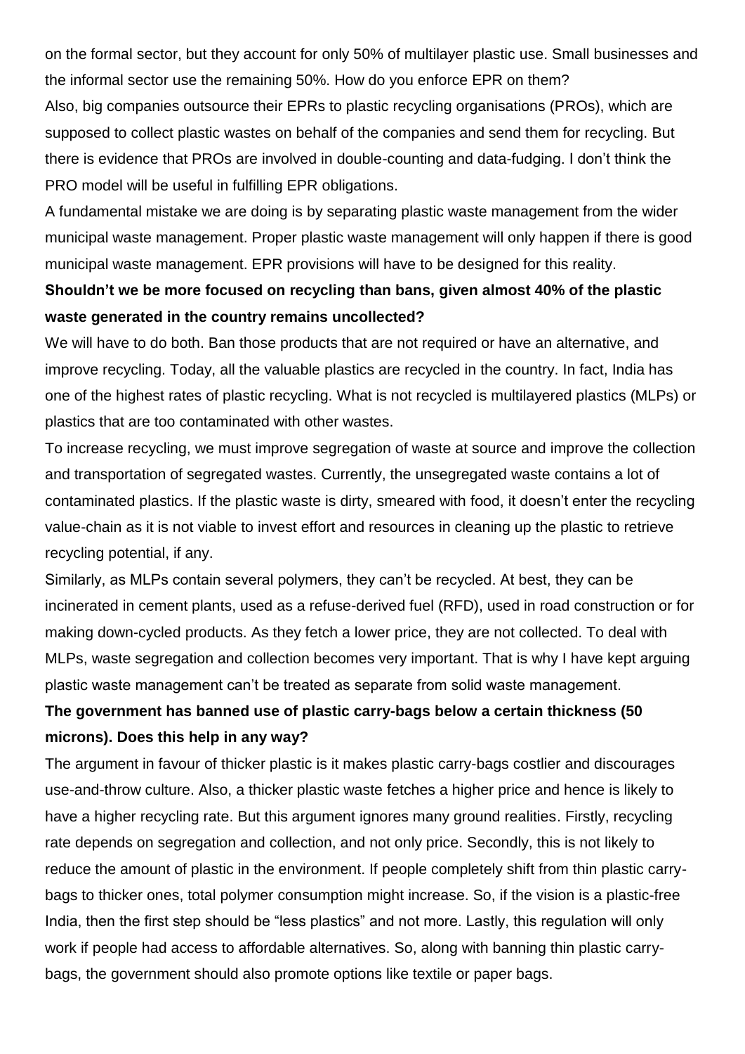on the formal sector, but they account for only 50% of multilayer plastic use. Small businesses and the informal sector use the remaining 50%. How do you enforce EPR on them?

Also, big companies outsource their EPRs to plastic recycling organisations (PROs), which are supposed to collect plastic wastes on behalf of the companies and send them for recycling. But there is evidence that PROs are involved in double-counting and data-fudging. I don't think the PRO model will be useful in fulfilling EPR obligations.

A fundamental mistake we are doing is by separating plastic waste management from the wider municipal waste management. Proper plastic waste management will only happen if there is good municipal waste management. EPR provisions will have to be designed for this reality.

**Shouldn't we be more focused on recycling than bans, given almost 40% of the plastic waste generated in the country remains uncollected?**

We will have to do both. Ban those products that are not required or have an alternative, and improve recycling. Today, all the valuable plastics are recycled in the country. In fact, India has one of the highest rates of plastic recycling. What is not recycled is multilayered plastics (MLPs) or plastics that are too contaminated with other wastes.

To increase recycling, we must improve segregation of waste at source and improve the collection and transportation of segregated wastes. Currently, the unsegregated waste contains a lot of contaminated plastics. If the plastic waste is dirty, smeared with food, it doesn't enter the recycling value-chain as it is not viable to invest effort and resources in cleaning up the plastic to retrieve recycling potential, if any.

Similarly, as MLPs contain several polymers, they can't be recycled. At best, they can be incinerated in cement plants, used as a refuse-derived fuel (RFD), used in road construction or for making down-cycled products. As they fetch a lower price, they are not collected. To deal with MLPs, waste segregation and collection becomes very important. That is why I have kept arguing plastic waste management can't be treated as separate from solid waste management.

**The government has banned use of plastic carry-bags below a certain thickness (50 microns). Does this help in any way?**

The argument in favour of thicker plastic is it makes plastic carry-bags costlier and discourages use-and-throw culture. Also, a thicker plastic waste fetches a higher price and hence is likely to have a higher recycling rate. But this argument ignores many ground realities. Firstly, recycling rate depends on segregation and collection, and not only price. Secondly, this is not likely to reduce the amount of plastic in the environment. If people completely shift from thin plastic carry-bags to thicker ones, total polymer consumption might increase. So, if the vision is a plastic-free India, then the first step should be "less plastics" and not more. Lastly, this regulation will only work if people had access to affordable alternatives. So, along with banning thin plastic carry-bags, the government should also promote options like textile or paper bags.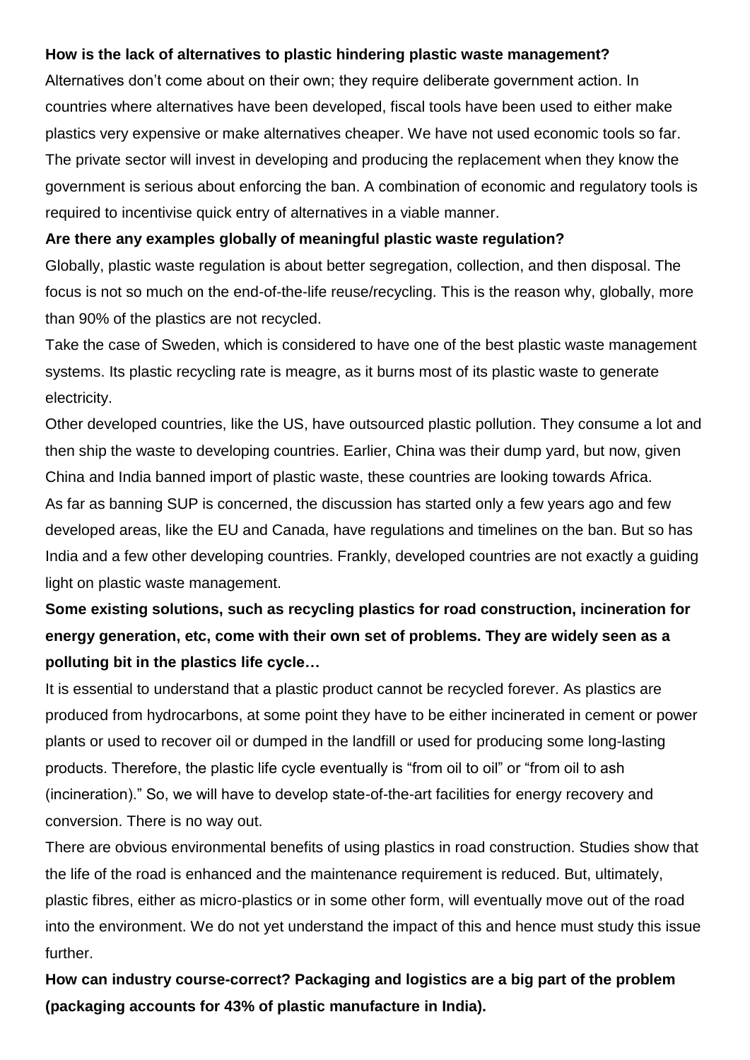**How is the lack of alternatives to plastic hindering plastic waste management?**

Alternatives don't come about on their own; they require deliberate government action. In countries where alternatives have been developed, fiscal tools have been used to either make plastics very expensive or make alternatives cheaper. We have not used economic tools so far. The private sector will invest in developing and producing the replacement when they know the government is serious about enforcing the ban. A combination of economic and regulatory tools is required to incentivise quick entry of alternatives in a viable manner.

**Are there any examples globally of meaningful plastic waste regulation?**

Globally, plastic waste regulation is about better segregation, collection, and then disposal. The focus is not so much on the end-of-the-life reuse/recycling. This is the reason why, globally, more than 90% of the plastics are not recycled.

Take the case of Sweden, which is considered to have one of the best plastic waste management systems. Its plastic recycling rate is meagre, as it burns most of its plastic waste to generate electricity.

Other developed countries, like the US, have outsourced plastic pollution. They consume a lot and then ship the waste to developing countries. Earlier, China was their dump yard, but now, given China and India banned import of plastic waste, these countries are looking towards Africa.

As far as banning SUP is concerned, the discussion has started only a few years ago and few developed areas, like the EU and Canada, have regulations and timelines on the ban. But so has India and a few other developing countries. Frankly, developed countries are not exactly a guiding light on plastic waste management.

**Some existing solutions, such as recycling plastics for road construction, incineration for energy generation, etc, come with their own set of problems. They are widely seen as a polluting bit in the plastics life cycle…**

It is essential to understand that a plastic product cannot be recycled forever. As plastics are produced from hydrocarbons, at some point they have to be either incinerated in cement or power plants or used to recover oil or dumped in the landfill or used for producing some long-lasting products. Therefore, the plastic life cycle eventually is "from oil to oil" or "from oil to ash (incineration)." So, we will have to develop state-of-the-art facilities for energy recovery and conversion. There is no way out.

There are obvious environmental benefits of using plastics in road construction. Studies show that the life of the road is enhanced and the maintenance requirement is reduced. But, ultimately, plastic fibres, either as micro-plastics or in some other form, will eventually move out of the road into the environment. We do not yet understand the impact of this and hence must study this issue further.

**How can industry course-correct? Packaging and logistics are a big part of the problem (packaging accounts for 43% of plastic manufacture in India).**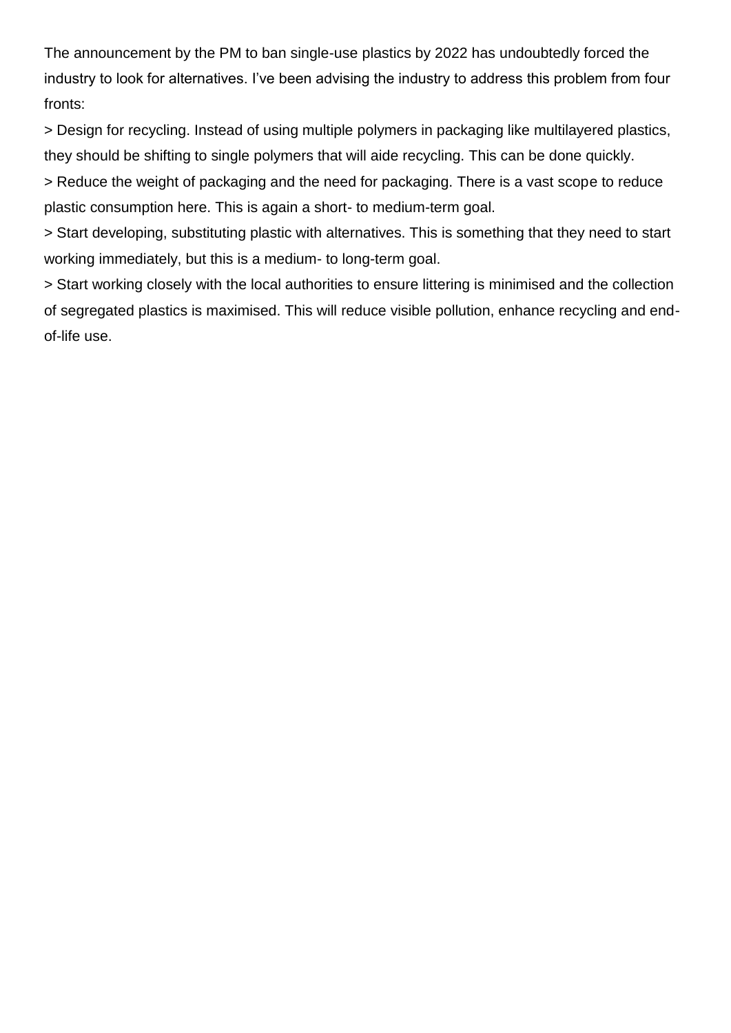The announcement by the PM to ban single-use plastics by 2022 has undoubtedly forced the industry to look for alternatives. I've been advising the industry to address this problem from four fronts:

> Design for recycling. Instead of using multiple polymers in packaging like multilayered plastics, they should be shifting to single polymers that will aide recycling. This can be done quickly.

> Reduce the weight of packaging and the need for packaging. There is a vast scope to reduce plastic consumption here. This is again a short- to medium-term goal.

> Start developing, substituting plastic with alternatives. This is something that they need to start working immediately, but this is a medium- to long-term goal.

> Start working closely with the local authorities to ensure littering is minimised and the collection of segregated plastics is maximised. This will reduce visible pollution, enhance recycling and end-of-life use.